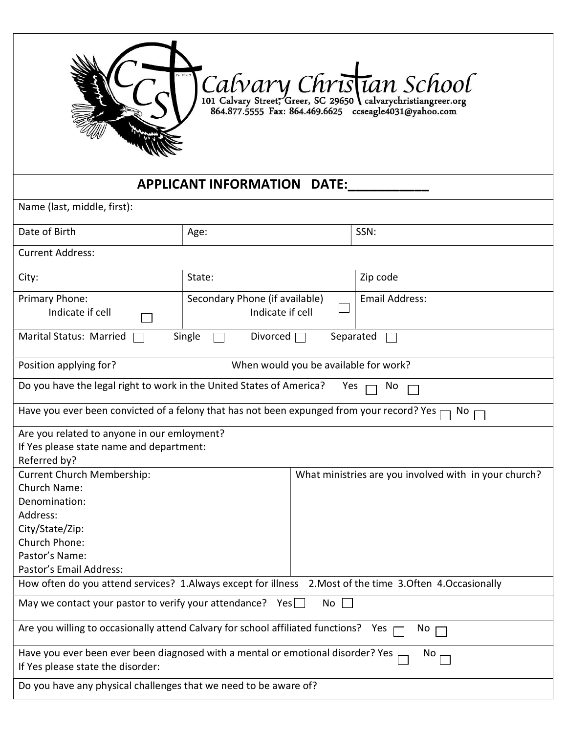# Calvary Christian School

101 Calvary Street, Greer, SC 29650 | calvarychristiangreer.org
864.877.5555 Fax: 864.469.6625 ccseagle4031@yahoo.com

## APPLICANT INFORMATION DATE:___________

Name (last, middle, first):

| Date of Birth | Age: | SSN: |
|---|---|---|

Current Address:

| City: | State: | Zip code |
|---|---|---|
| Primary Phone: Indicate if cell ☐ | Secondary Phone (if available) Indicate if cell ☐ | Email Address: |

Marital Status: Married ☐ Single ☐ Divorced ☐ Separated ☐

Position applying for? When would you be available for work?

Do you have the legal right to work in the United States of America? Yes ☐ No ☐

Have you ever been convicted of a felony that has not been expunged from your record? Yes ☐ No ☐

Are you related to anyone in our emloyment?
If Yes please state name and department:
Referred by?

| Current Church Membership: Church Name: Denomination: Address: City/State/Zip: Church Phone: Pastor's Name: Pastor's Email Address: | What ministries are you involved with in your church? |
|---|---|

How often do you attend services? 1.Always except for illness 2.Most of the time 3.Often 4.Occasionally

May we contact your pastor to verify your attendance? Yes ☐ No ☐

Are you willing to occasionally attend Calvary for school affiliated functions? Yes ☐ No ☐

Have you ever been ever been diagnosed with a mental or emotional disorder? Yes ☐ No ☐
If Yes please state the disorder:

Do you have any physical challenges that we need to be aware of?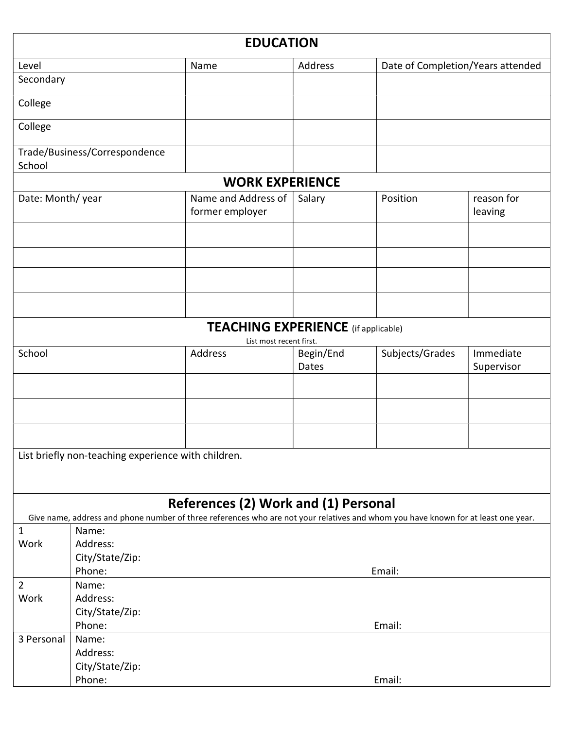## EDUCATION

| Level | Name | Address | Date of Completion/Years attended |
| --- | --- | --- | --- |
| Secondary | | | |
| College | | | |
| College | | | |
| Trade/Business/Correspondence School | | | |

## WORK EXPERIENCE

| Date: Month/ year | Name and Address of former employer | Salary | Position | reason for leaving |
| --- | --- | --- | --- | --- |
| | | | | |
| | | | | |
| | | | | |
| | | | | |

## TEACHING EXPERIENCE (if applicable)

List most recent first.

| School | Address | Begin/End Dates | Subjects/Grades | Immediate Supervisor |
| --- | --- | --- | --- | --- |
| | | | | |
| | | | | |
| | | | | |

List briefly non-teaching experience with children.

## References (2) Work and (1) Personal

Give name, address and phone number of three references who are not your relatives and whom you have known for at least one year.

| | |
| --- | --- |
| 1 Work | Name:<br>Address:<br>City/State/Zip:<br>Phone: Email: |
| 2 Work | Name:<br>Address:<br>City/State/Zip:<br>Phone: Email: |
| 3 Personal | Name:<br>Address:<br>City/State/Zip:<br>Phone: Email: |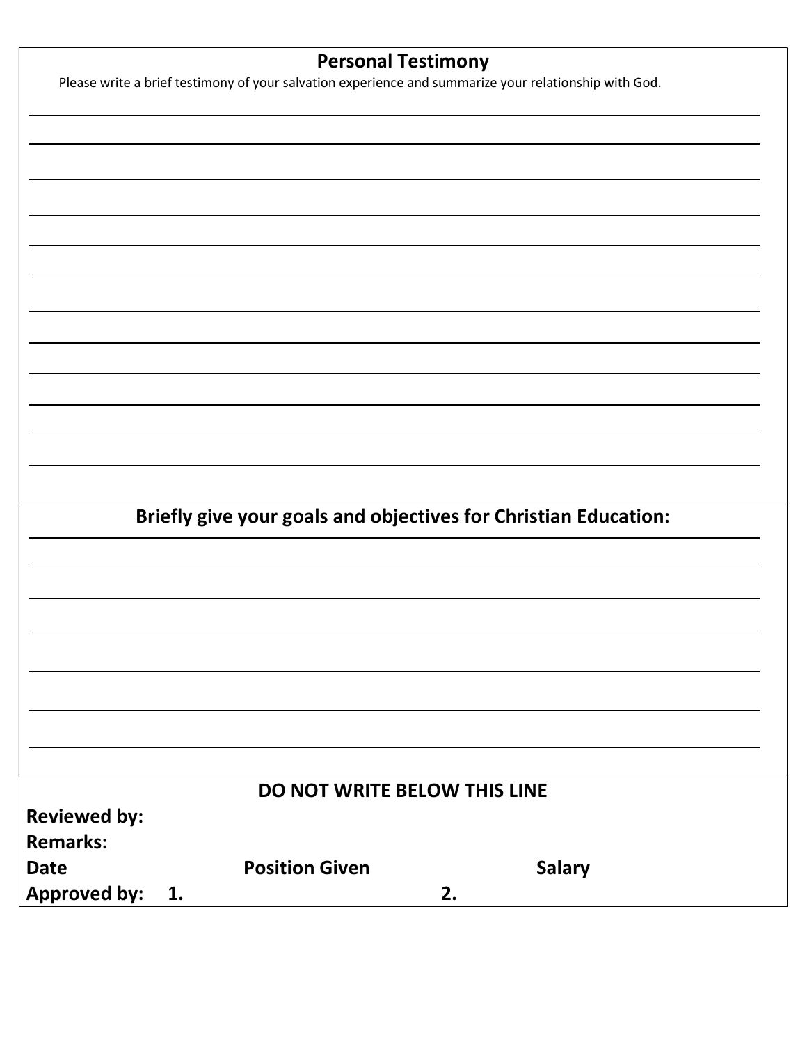## Personal Testimony

Please write a brief testimony of your salvation experience and summarize your relationship with God.

## Briefly give your goals and objectives for Christian Education:

**DO NOT WRITE BELOW THIS LINE**

**Reviewed by:**

**Remarks:**

**Date** **Position Given** **Salary**

**Approved by:** **1.** **2.**